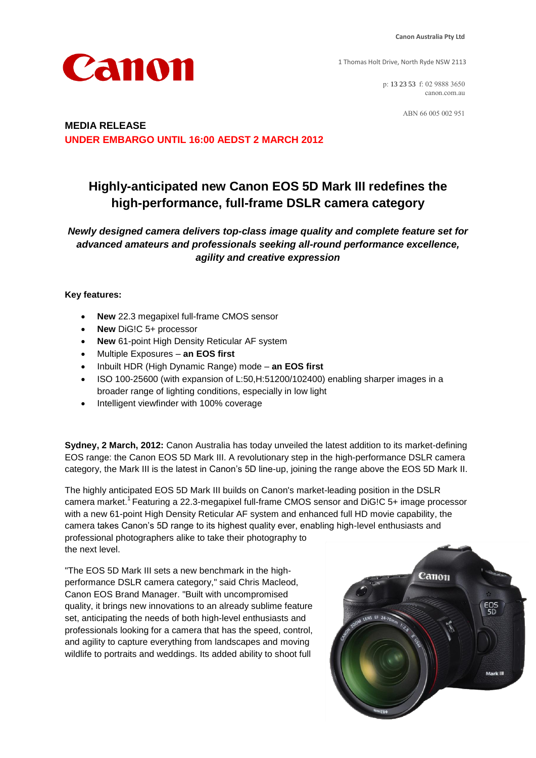Canon Australia Pty Ltd

1 Thomas Holt Drive, North Ryde NSW 2113

p: 13 23 53 f: 02 9888 3650
canon.com.au

ABN 66 005 002 951

**MEDIA RELEASE**
**UNDER EMBARGO UNTIL 16:00 AEDST 2 MARCH 2012**

# Highly-anticipated new Canon EOS 5D Mark III redefines the high-performance, full-frame DSLR camera category

***Newly designed camera delivers top-class image quality and complete feature set for advanced amateurs and professionals seeking all-round performance excellence, agility and creative expression***

**Key features:**

- **New** 22.3 megapixel full-frame CMOS sensor
- **New** DiG!C 5+ processor
- **New** 61-point High Density Reticular AF system
- Multiple Exposures – **an EOS first**
- Inbuilt HDR (High Dynamic Range) mode – **an EOS first**
- ISO 100-25600 (with expansion of L:50,H:51200/102400) enabling sharper images in a broader range of lighting conditions, especially in low light
- Intelligent viewfinder with 100% coverage

**Sydney, 2 March, 2012:** Canon Australia has today unveiled the latest addition to its market-defining EOS range: the Canon EOS 5D Mark III. A revolutionary step in the high-performance DSLR camera category, the Mark III is the latest in Canon's 5D line-up, joining the range above the EOS 5D Mark II.

The highly anticipated EOS 5D Mark III builds on Canon's market-leading position in the DSLR camera market.[1] Featuring a 22.3-megapixel full-frame CMOS sensor and DiG!C 5+ image processor with a new 61-point High Density Reticular AF system and enhanced full HD movie capability, the camera takes Canon's 5D range to its highest quality ever, enabling high-level enthusiasts and professional photographers alike to take their photography to the next level.

"The EOS 5D Mark III sets a new benchmark in the high-performance DSLR camera category," said Chris Macleod, Canon EOS Brand Manager. "Built with uncompromised quality, it brings new innovations to an already sublime feature set, anticipating the needs of both high-level enthusiasts and professionals looking for a camera that has the speed, control, and agility to capture everything from landscapes and moving wildlife to portraits and weddings. Its added ability to shoot full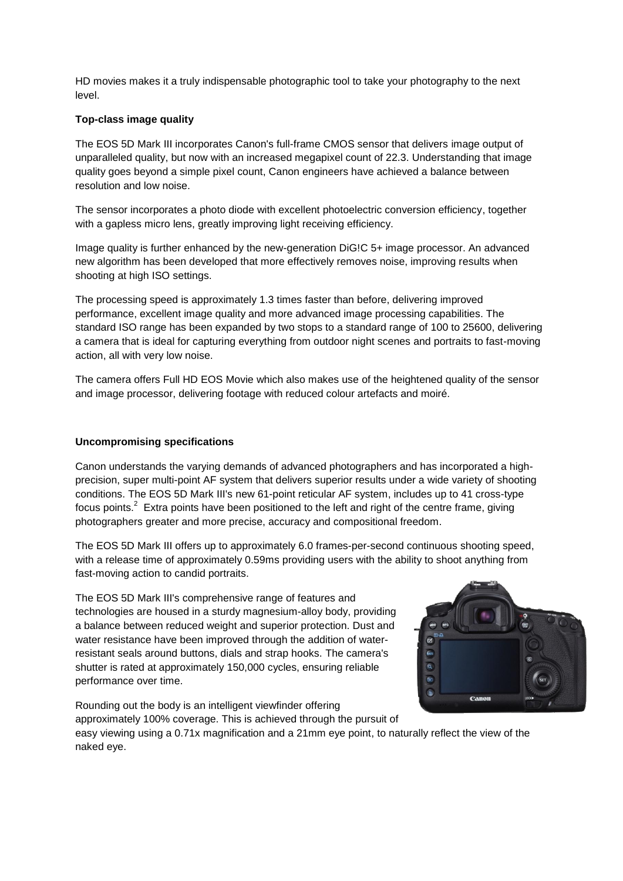HD movies makes it a truly indispensable photographic tool to take your photography to the next level.

**Top-class image quality**

The EOS 5D Mark III incorporates Canon's full-frame CMOS sensor that delivers image output of unparalleled quality, but now with an increased megapixel count of 22.3. Understanding that image quality goes beyond a simple pixel count, Canon engineers have achieved a balance between resolution and low noise.

The sensor incorporates a photo diode with excellent photoelectric conversion efficiency, together with a gapless micro lens, greatly improving light receiving efficiency.

Image quality is further enhanced by the new-generation DiG!C 5+ image processor. An advanced new algorithm has been developed that more effectively removes noise, improving results when shooting at high ISO settings.

The processing speed is approximately 1.3 times faster than before, delivering improved performance, excellent image quality and more advanced image processing capabilities. The standard ISO range has been expanded by two stops to a standard range of 100 to 25600, delivering a camera that is ideal for capturing everything from outdoor night scenes and portraits to fast-moving action, all with very low noise.

The camera offers Full HD EOS Movie which also makes use of the heightened quality of the sensor and image processor, delivering footage with reduced colour artefacts and moiré.

**Uncompromising specifications**

Canon understands the varying demands of advanced photographers and has incorporated a high-precision, super multi-point AF system that delivers superior results under a wide variety of shooting conditions. The EOS 5D Mark III's new 61-point reticular AF system, includes up to 41 cross-type focus points.[2] Extra points have been positioned to the left and right of the centre frame, giving photographers greater and more precise, accuracy and compositional freedom.

The EOS 5D Mark III offers up to approximately 6.0 frames-per-second continuous shooting speed, with a release time of approximately 0.59ms providing users with the ability to shoot anything from fast-moving action to candid portraits.

The EOS 5D Mark III's comprehensive range of features and technologies are housed in a sturdy magnesium-alloy body, providing a balance between reduced weight and superior protection. Dust and water resistance have been improved through the addition of water-resistant seals around buttons, dials and strap hooks. The camera's shutter is rated at approximately 150,000 cycles, ensuring reliable performance over time.

Rounding out the body is an intelligent viewfinder offering approximately 100% coverage. This is achieved through the pursuit of easy viewing using a 0.71x magnification and a 21mm eye point, to naturally reflect the view of the naked eye.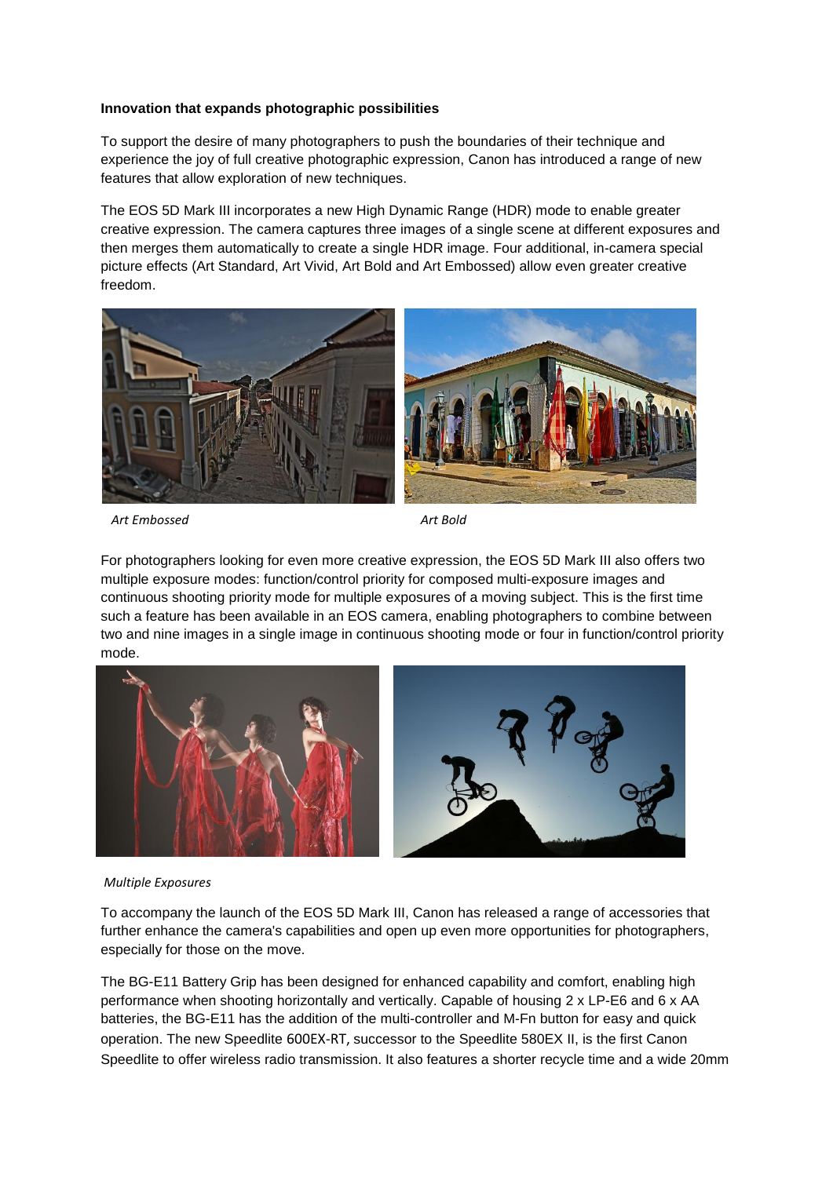**Innovation that expands photographic possibilities**

To support the desire of many photographers to push the boundaries of their technique and experience the joy of full creative photographic expression, Canon has introduced a range of new features that allow exploration of new techniques.

The EOS 5D Mark III incorporates a new High Dynamic Range (HDR) mode to enable greater creative expression. The camera captures three images of a single scene at different exposures and then merges them automatically to create a single HDR image. Four additional, in-camera special picture effects (Art Standard, Art Vivid, Art Bold and Art Embossed) allow even greater creative freedom.

*Art Embossed* *Art Bold*

For photographers looking for even more creative expression, the EOS 5D Mark III also offers two multiple exposure modes: function/control priority for composed multi-exposure images and continuous shooting priority mode for multiple exposures of a moving subject. This is the first time such a feature has been available in an EOS camera, enabling photographers to combine between two and nine images in a single image in continuous shooting mode or four in function/control priority mode.

*Multiple Exposures*

To accompany the launch of the EOS 5D Mark III, Canon has released a range of accessories that further enhance the camera's capabilities and open up even more opportunities for photographers, especially for those on the move.

The BG-E11 Battery Grip has been designed for enhanced capability and comfort, enabling high performance when shooting horizontally and vertically. Capable of housing 2 x LP-E6 and 6 x AA batteries, the BG-E11 has the addition of the multi-controller and M-Fn button for easy and quick operation. The new Speedlite 600EX-RT, successor to the Speedlite 580EX II, is the first Canon Speedlite to offer wireless radio transmission. It also features a shorter recycle time and a wide 20mm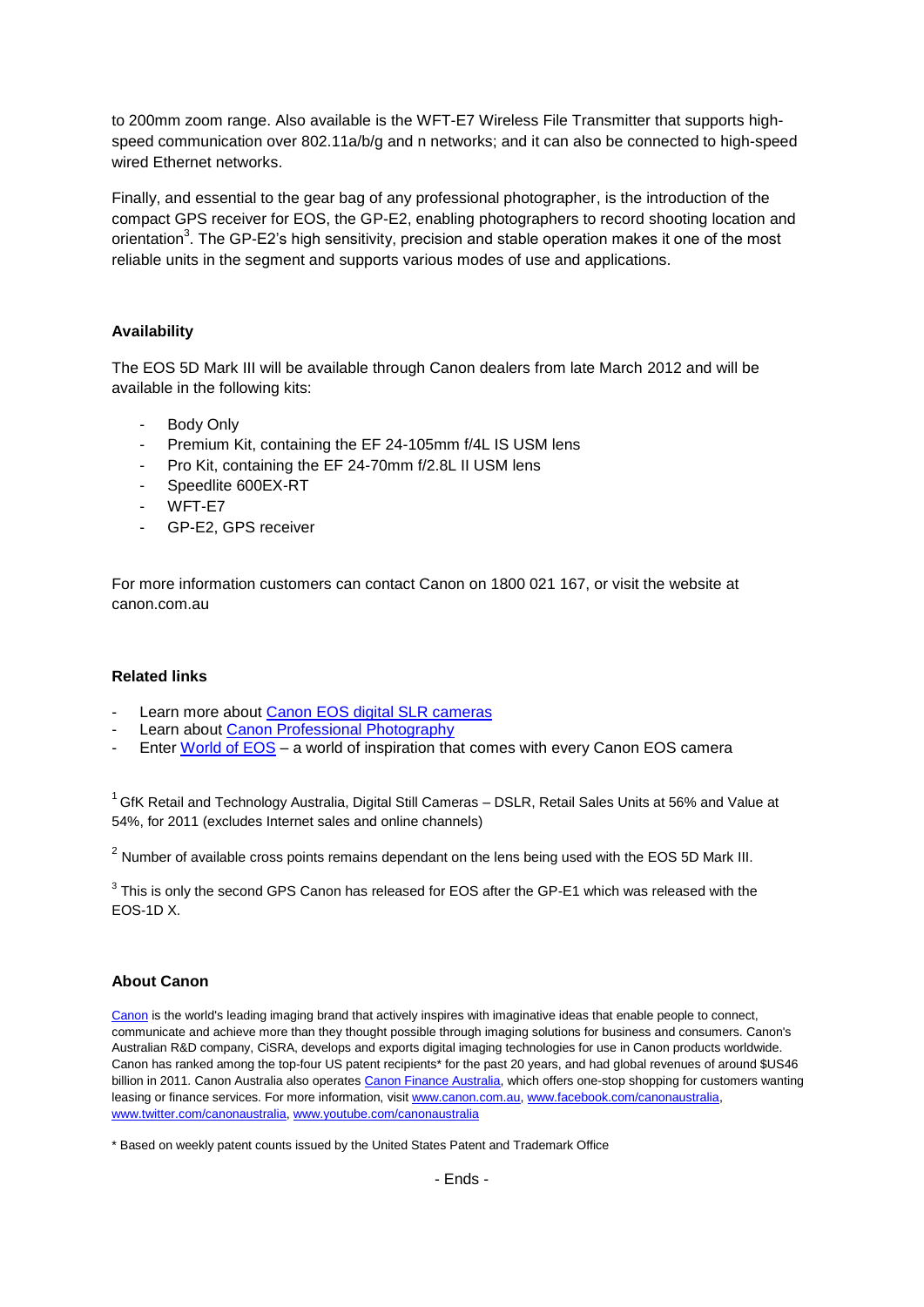to 200mm zoom range. Also available is the WFT-E7 Wireless File Transmitter that supports high-speed communication over 802.11a/b/g and n networks; and it can also be connected to high-speed wired Ethernet networks.

Finally, and essential to the gear bag of any professional photographer, is the introduction of the compact GPS receiver for EOS, the GP-E2, enabling photographers to record shooting location and orientation[3]. The GP-E2's high sensitivity, precision and stable operation makes it one of the most reliable units in the segment and supports various modes of use and applications.

**Availability**

The EOS 5D Mark III will be available through Canon dealers from late March 2012 and will be available in the following kits:

- Body Only
- Premium Kit, containing the EF 24-105mm f/4L IS USM lens
- Pro Kit, containing the EF 24-70mm f/2.8L II USM lens
- Speedlite 600EX-RT
- WFT-E7
- GP-E2, GPS receiver

For more information customers can contact Canon on 1800 021 167, or visit the website at canon.com.au

**Related links**

- Learn more about Canon EOS digital SLR cameras
- Learn about Canon Professional Photography
- Enter World of EOS – a world of inspiration that comes with every Canon EOS camera

[1] GfK Retail and Technology Australia, Digital Still Cameras – DSLR, Retail Sales Units at 56% and Value at 54%, for 2011 (excludes Internet sales and online channels)

[2] Number of available cross points remains dependant on the lens being used with the EOS 5D Mark III.

[3] This is only the second GPS Canon has released for EOS after the GP-E1 which was released with the EOS-1D X.

**About Canon**

Canon is the world's leading imaging brand that actively inspires with imaginative ideas that enable people to connect, communicate and achieve more than they thought possible through imaging solutions for business and consumers. Canon's Australian R&D company, CiSRA, develops and exports digital imaging technologies for use in Canon products worldwide. Canon has ranked among the top-four US patent recipients* for the past 20 years, and had global revenues of around $US46 billion in 2011. Canon Australia also operates Canon Finance Australia, which offers one-stop shopping for customers wanting leasing or finance services. For more information, visit www.canon.com.au, www.facebook.com/canonaustralia, www.twitter.com/canonaustralia, www.youtube.com/canonaustralia

\* Based on weekly patent counts issued by the United States Patent and Trademark Office

- Ends -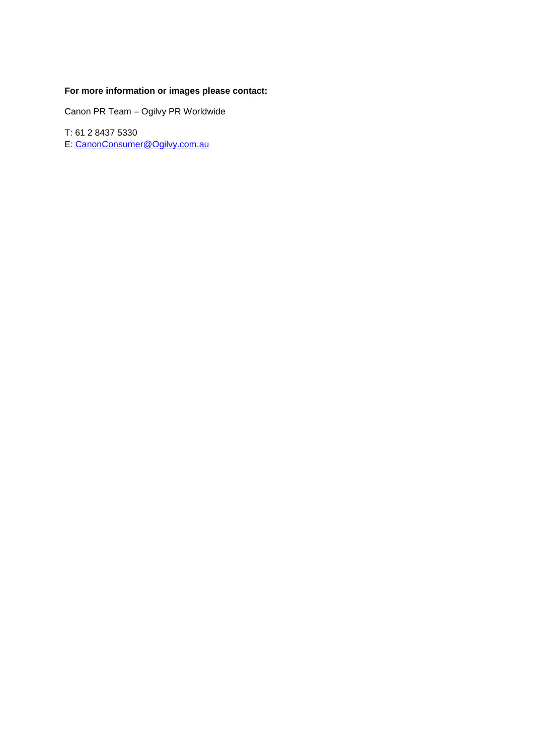**For more information or images please contact:**

Canon PR Team – Ogilvy PR Worldwide

T: 61 2 8437 5330
E: CanonConsumer@Ogilvy.com.au